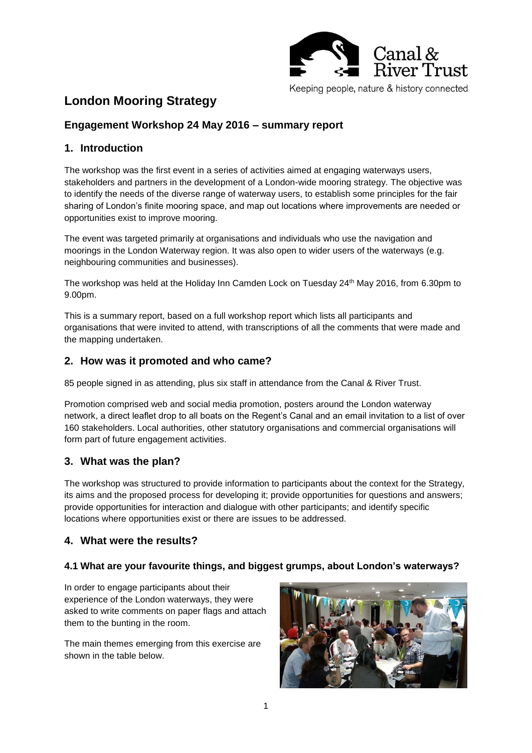# London Mooring Strategy

## Engagement Workshop 24 May 2016 – summary report

## 1. Introduction

The workshop was the first event in a series of activities aimed at engaging waterways users, stakeholders and partners in the development of a London-wide mooring strategy. The objective was to identify the needs of the diverse range of waterway users, to establish some principles for the fair sharing of London's finite mooring space, and map out locations where improvements are needed or opportunities exist to improve mooring.

The event was targeted primarily at organisations and individuals who use the navigation and moorings in the London Waterway region. It was also open to wider users of the waterways (e.g. neighbouring communities and businesses).

The workshop was held at the Holiday Inn Camden Lock on Tuesday 24th May 2016, from 6.30pm to 9.00pm.

This is a summary report, based on a full workshop report which lists all participants and organisations that were invited to attend, with transcriptions of all the comments that were made and the mapping undertaken.

## 2. How was it promoted and who came?

85 people signed in as attending, plus six staff in attendance from the Canal & River Trust.

Promotion comprised web and social media promotion, posters around the London waterway network, a direct leaflet drop to all boats on the Regent's Canal and an email invitation to a list of over 160 stakeholders. Local authorities, other statutory organisations and commercial organisations will form part of future engagement activities.

## 3. What was the plan?

The workshop was structured to provide information to participants about the context for the Strategy, its aims and the proposed process for developing it; provide opportunities for questions and answers; provide opportunities for interaction and dialogue with other participants; and identify specific locations where opportunities exist or there are issues to be addressed.

## 4. What were the results?

### 4.1 What are your favourite things, and biggest grumps, about London's waterways?

In order to engage participants about their experience of the London waterways, they were asked to write comments on paper flags and attach them to the bunting in the room.

The main themes emerging from this exercise are shown in the table below.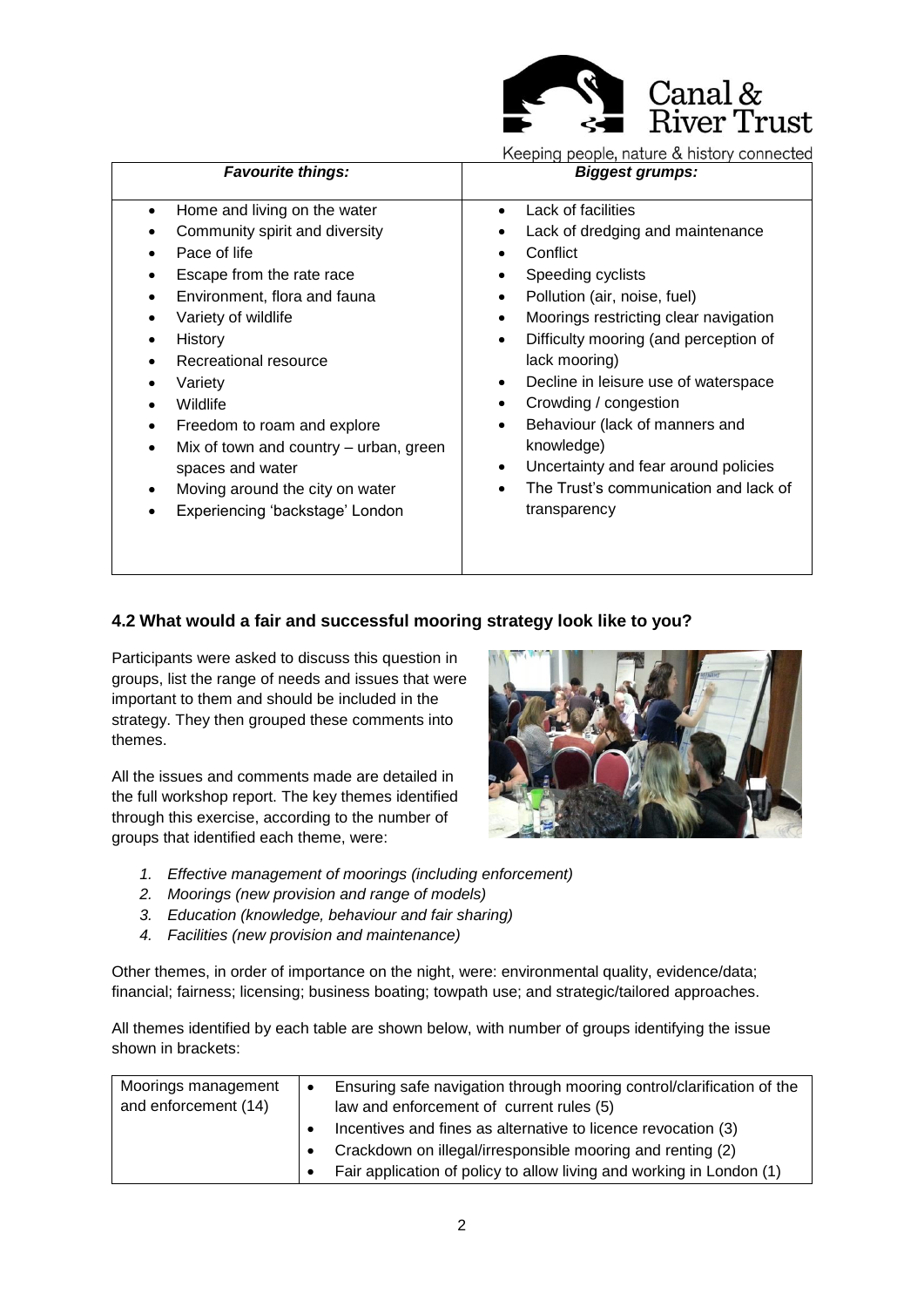| *Favourite things:* | *Biggest grumps:* |
|---|---|
| • Home and living on the water<br>• Community spirit and diversity<br>• Pace of life<br>• Escape from the rate race<br>• Environment, flora and fauna<br>• Variety of wildlife<br>• History<br>• Recreational resource<br>• Variety<br>• Wildlife<br>• Freedom to roam and explore<br>• Mix of town and country – urban, green spaces and water<br>• Moving around the city on water<br>• Experiencing 'backstage' London | • Lack of facilities<br>• Lack of dredging and maintenance<br>• Conflict<br>• Speeding cyclists<br>• Pollution (air, noise, fuel)<br>• Moorings restricting clear navigation<br>• Difficulty mooring (and perception of lack mooring)<br>• Decline in leisure use of waterspace<br>• Crowding / congestion<br>• Behaviour (lack of manners and knowledge)<br>• Uncertainty and fear around policies<br>• The Trust's communication and lack of transparency |

## 4.2 What would a fair and successful mooring strategy look like to you?

Participants were asked to discuss this question in groups, list the range of needs and issues that were important to them and should be included in the strategy. They then grouped these comments into themes.

All the issues and comments made are detailed in the full workshop report. The key themes identified through this exercise, according to the number of groups that identified each theme, were:

1. *Effective management of moorings (including enforcement)*
2. *Moorings (new provision and range of models)*
3. *Education (knowledge, behaviour and fair sharing)*
4. *Facilities (new provision and maintenance)*

Other themes, in order of importance on the night, were: environmental quality, evidence/data; financial; fairness; licensing; business boating; towpath use; and strategic/tailored approaches.

All themes identified by each table are shown below, with number of groups identifying the issue shown in brackets:

| | |
|---|---|
| Moorings management and enforcement (14) | • Ensuring safe navigation through mooring control/clarification of the law and enforcement of current rules (5)<br>• Incentives and fines as alternative to licence revocation (3)<br>• Crackdown on illegal/irresponsible mooring and renting (2)<br>• Fair application of policy to allow living and working in London (1) |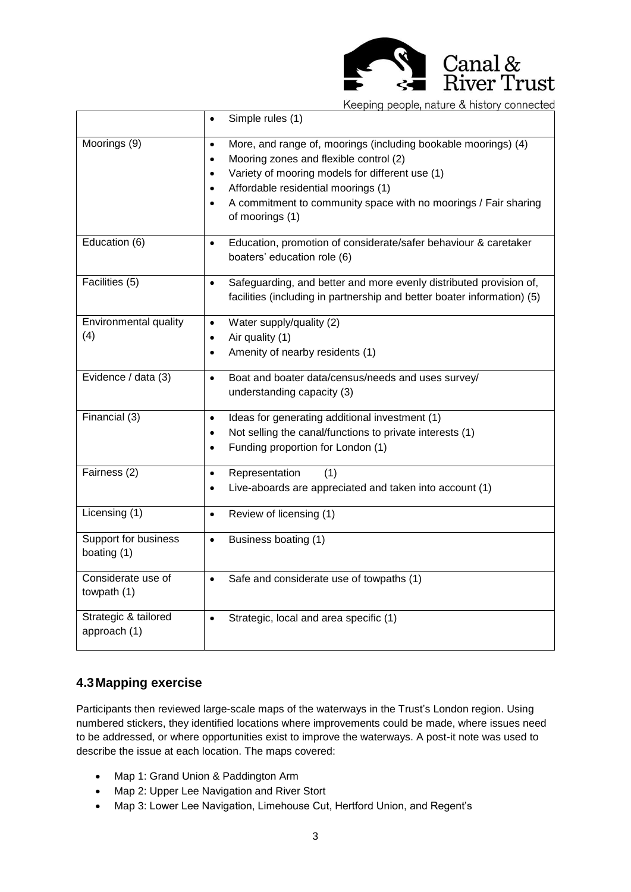| | |
|---|---|
| | • Simple rules (1) |
| Moorings (9) | • More, and range of, moorings (including bookable moorings) (4)<br>• Mooring zones and flexible control (2)<br>• Variety of mooring models for different use (1)<br>• Affordable residential moorings (1)<br>• A commitment to community space with no moorings / Fair sharing of moorings (1) |
| Education (6) | • Education, promotion of considerate/safer behaviour & caretaker boaters' education role (6) |
| Facilities (5) | • Safeguarding, and better and more evenly distributed provision of, facilities (including in partnership and better boater information) (5) |
| Environmental quality (4) | • Water supply/quality (2)<br>• Air quality (1)<br>• Amenity of nearby residents (1) |
| Evidence / data (3) | • Boat and boater data/census/needs and uses survey/ understanding capacity (3) |
| Financial (3) | • Ideas for generating additional investment (1)<br>• Not selling the canal/functions to private interests (1)<br>• Funding proportion for London (1) |
| Fairness (2) | • Representation (1)<br>• Live-aboards are appreciated and taken into account (1) |
| Licensing (1) | • Review of licensing (1) |
| Support for business boating (1) | • Business boating (1) |
| Considerate use of towpath (1) | • Safe and considerate use of towpaths (1) |
| Strategic & tailored approach (1) | • Strategic, local and area specific (1) |

## 4.3 Mapping exercise

Participants then reviewed large-scale maps of the waterways in the Trust's London region. Using numbered stickers, they identified locations where improvements could be made, where issues need to be addressed, or where opportunities exist to improve the waterways. A post-it note was used to describe the issue at each location. The maps covered:

- Map 1: Grand Union & Paddington Arm
- Map 2: Upper Lee Navigation and River Stort
- Map 3: Lower Lee Navigation, Limehouse Cut, Hertford Union, and Regent's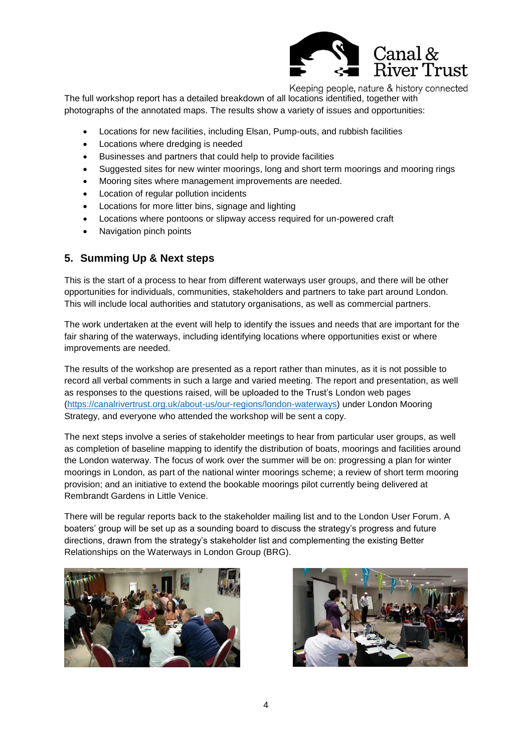The full workshop report has a detailed breakdown of all locations identified, together with photographs of the annotated maps. The results show a variety of issues and opportunities:

- Locations for new facilities, including Elsan, Pump-outs, and rubbish facilities
- Locations where dredging is needed
- Businesses and partners that could help to provide facilities
- Suggested sites for new winter moorings, long and short term moorings and mooring rings
- Mooring sites where management improvements are needed.
- Location of regular pollution incidents
- Locations for more litter bins, signage and lighting
- Locations where pontoons or slipway access required for un-powered craft
- Navigation pinch points

## 5. Summing Up & Next steps

This is the start of a process to hear from different waterways user groups, and there will be other opportunities for individuals, communities, stakeholders and partners to take part around London. This will include local authorities and statutory organisations, as well as commercial partners.

The work undertaken at the event will help to identify the issues and needs that are important for the fair sharing of the waterways, including identifying locations where opportunities exist or where improvements are needed.

The results of the workshop are presented as a report rather than minutes, as it is not possible to record all verbal comments in such a large and varied meeting. The report and presentation, as well as responses to the questions raised, will be uploaded to the Trust's London web pages (https://canalrivertrust.org.uk/about-us/our-regions/london-waterways) under London Mooring Strategy, and everyone who attended the workshop will be sent a copy.

The next steps involve a series of stakeholder meetings to hear from particular user groups, as well as completion of baseline mapping to identify the distribution of boats, moorings and facilities around the London waterway. The focus of work over the summer will be on: progressing a plan for winter moorings in London, as part of the national winter moorings scheme; a review of short term mooring provision; and an initiative to extend the bookable moorings pilot currently being delivered at Rembrandt Gardens in Little Venice.

There will be regular reports back to the stakeholder mailing list and to the London User Forum. A boaters' group will be set up as a sounding board to discuss the strategy's progress and future directions, drawn from the strategy's stakeholder list and complementing the existing Better Relationships on the Waterways in London Group (BRG).